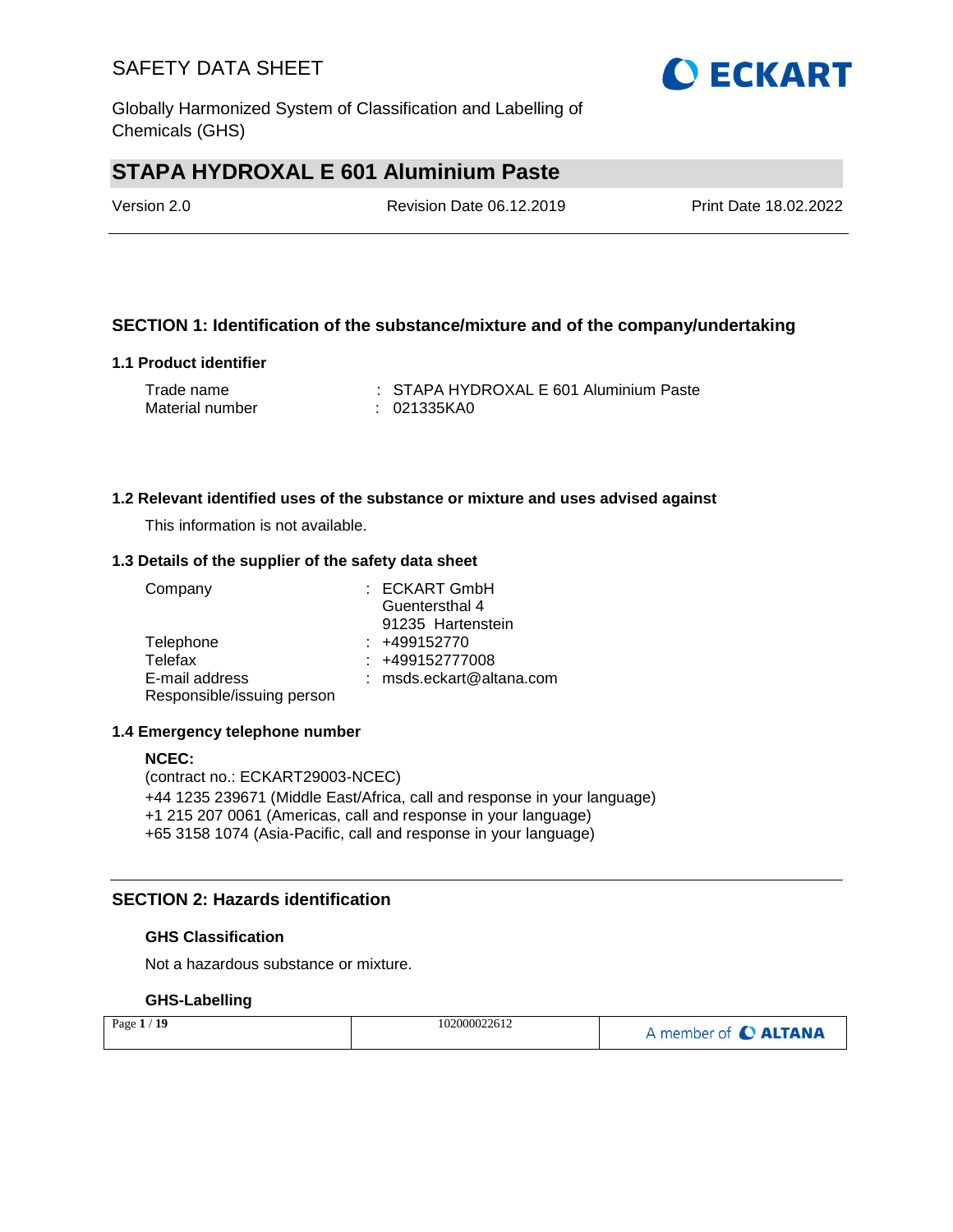# STAPA HYDROXAL E 601 Aluminium Paste

Version 2.0 | Revision Date 06.12.2019 | Print Date 18.02.2022

## SECTION 1: Identification of the substance/mixture and of the company/undertaking

### 1.1 Product identifier

| | | |
|---|---|---|
| Trade name | : | STAPA HYDROXAL E 601 Aluminium Paste |
| Material number | : | 021335KA0 |

### 1.2 Relevant identified uses of the substance or mixture and uses advised against

This information is not available.

### 1.3 Details of the supplier of the safety data sheet

| | | |
|---|---|---|
| Company | : | ECKART GmbH<br>Guentersthal 4<br>91235 Hartenstein |
| Telephone | : | +499152770 |
| Telefax | : | +499152777008 |
| E-mail address | : | msds.eckart@altana.com |
| Responsible/issuing person | | |

### 1.4 Emergency telephone number

**NCEC:**
(contract no.: ECKART29003-NCEC)
+44 1235 239671 (Middle East/Africa, call and response in your language)
+1 215 207 0061 (Americas, call and response in your language)
+65 3158 1074 (Asia-Pacific, call and response in your language)

## SECTION 2: Hazards identification

### GHS Classification

Not a hazardous substance or mixture.

### GHS-Labelling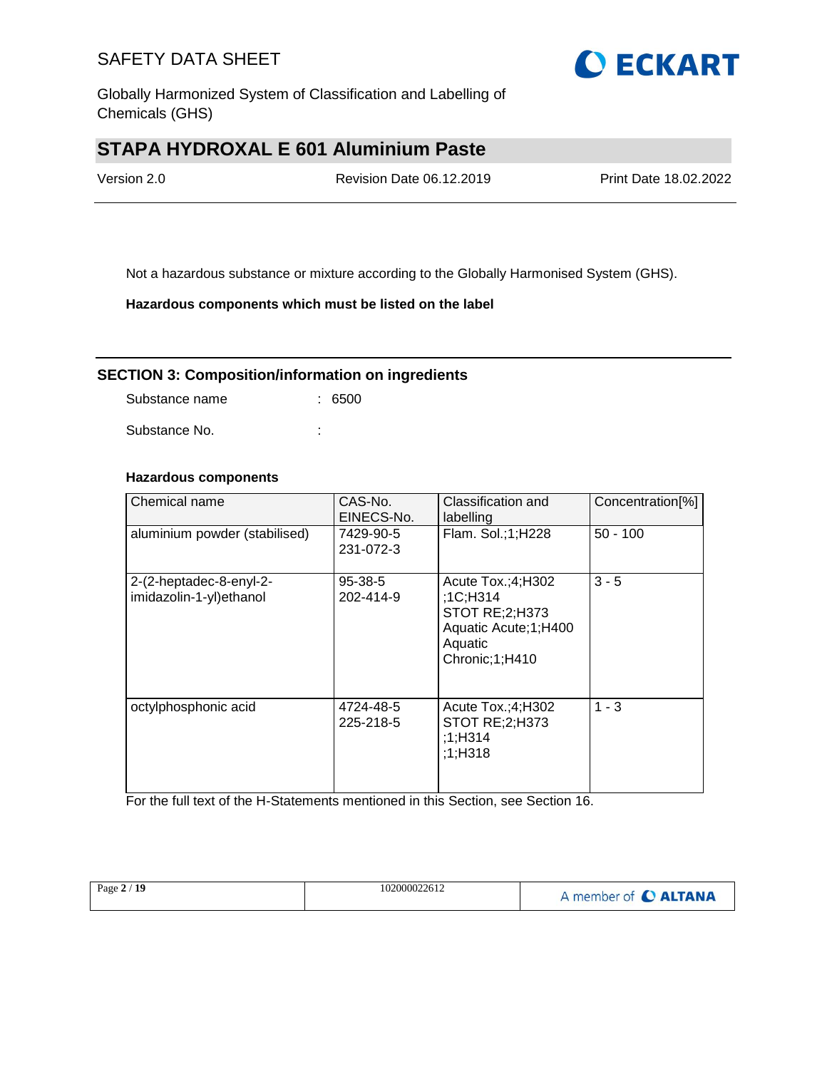Not a hazardous substance or mixture according to the Globally Harmonised System (GHS).

**Hazardous components which must be listed on the label**

## SECTION 3: Composition/information on ingredients

Substance name : 6500

Substance No. :

**Hazardous components**

| Chemical name | CAS-No. EINECS-No. | Classification and labelling | Concentration[%] |
|---|---|---|---|
| aluminium powder (stabilised) | 7429-90-5 231-072-3 | Flam. Sol.;1;H228 | 50 - 100 |
| 2-(2-heptadec-8-enyl-2-imidazolin-1-yl)ethanol | 95-38-5 202-414-9 | Acute Tox.;4;H302 ;1C;H314 STOT RE;2;H373 Aquatic Acute;1;H400 Aquatic Chronic;1;H410 | 3 - 5 |
| octylphosphonic acid | 4724-48-5 225-218-5 | Acute Tox.;4;H302 STOT RE;2;H373 ;1;H314 ;1;H318 | 1 - 3 |

For the full text of the H-Statements mentioned in this Section, see Section 16.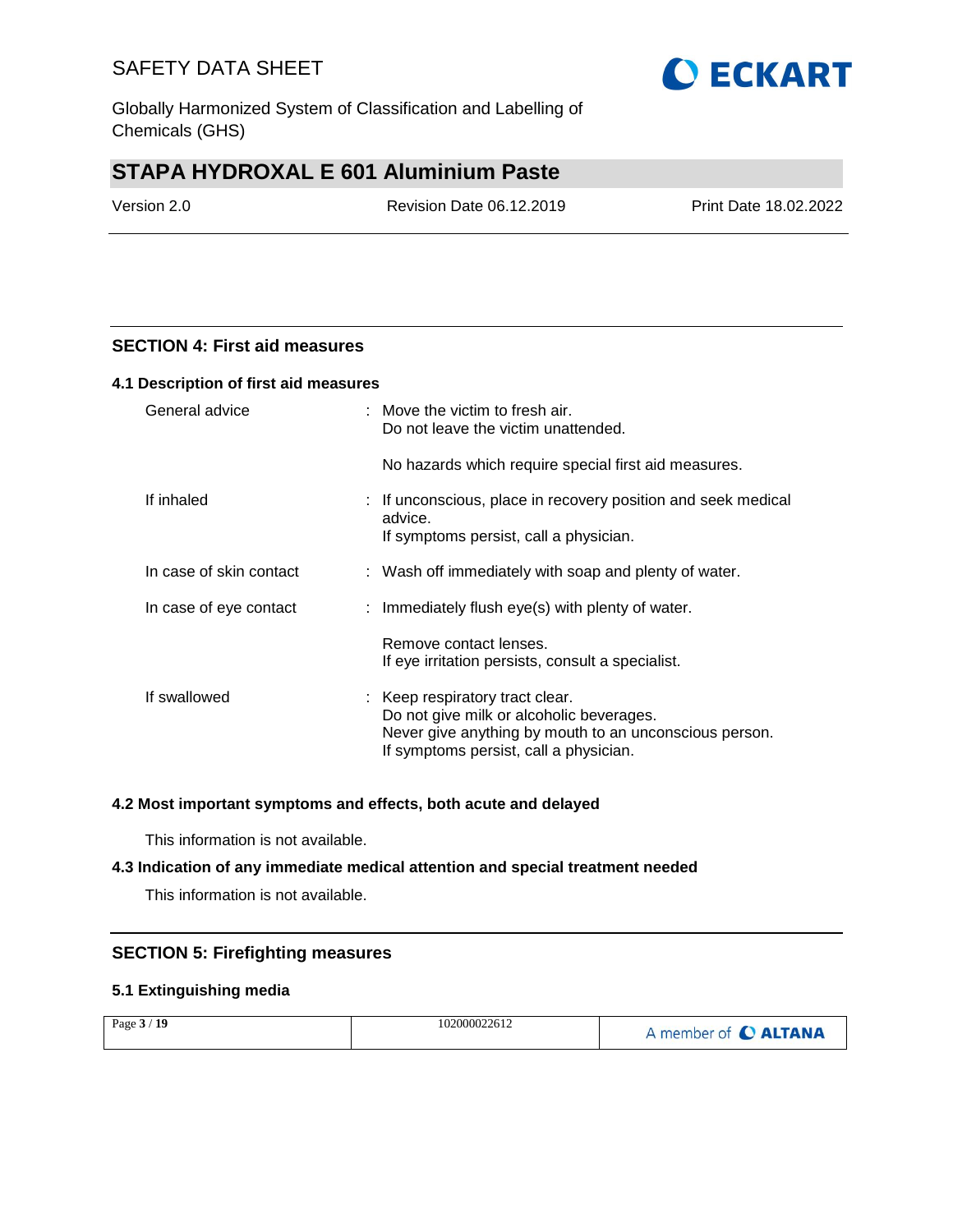## SECTION 4: First aid measures

### 4.1 Description of first aid measures

| | |
|---|---|
| General advice | : Move the victim to fresh air.<br>Do not leave the victim unattended.<br><br>No hazards which require special first aid measures. |
| If inhaled | : If unconscious, place in recovery position and seek medical advice.<br>If symptoms persist, call a physician. |
| In case of skin contact | : Wash off immediately with soap and plenty of water. |
| In case of eye contact | : Immediately flush eye(s) with plenty of water.<br><br>Remove contact lenses.<br>If eye irritation persists, consult a specialist. |
| If swallowed | : Keep respiratory tract clear.<br>Do not give milk or alcoholic beverages.<br>Never give anything by mouth to an unconscious person.<br>If symptoms persist, call a physician. |

### 4.2 Most important symptoms and effects, both acute and delayed

This information is not available.

### 4.3 Indication of any immediate medical attention and special treatment needed

This information is not available.

## SECTION 5: Firefighting measures

### 5.1 Extinguishing media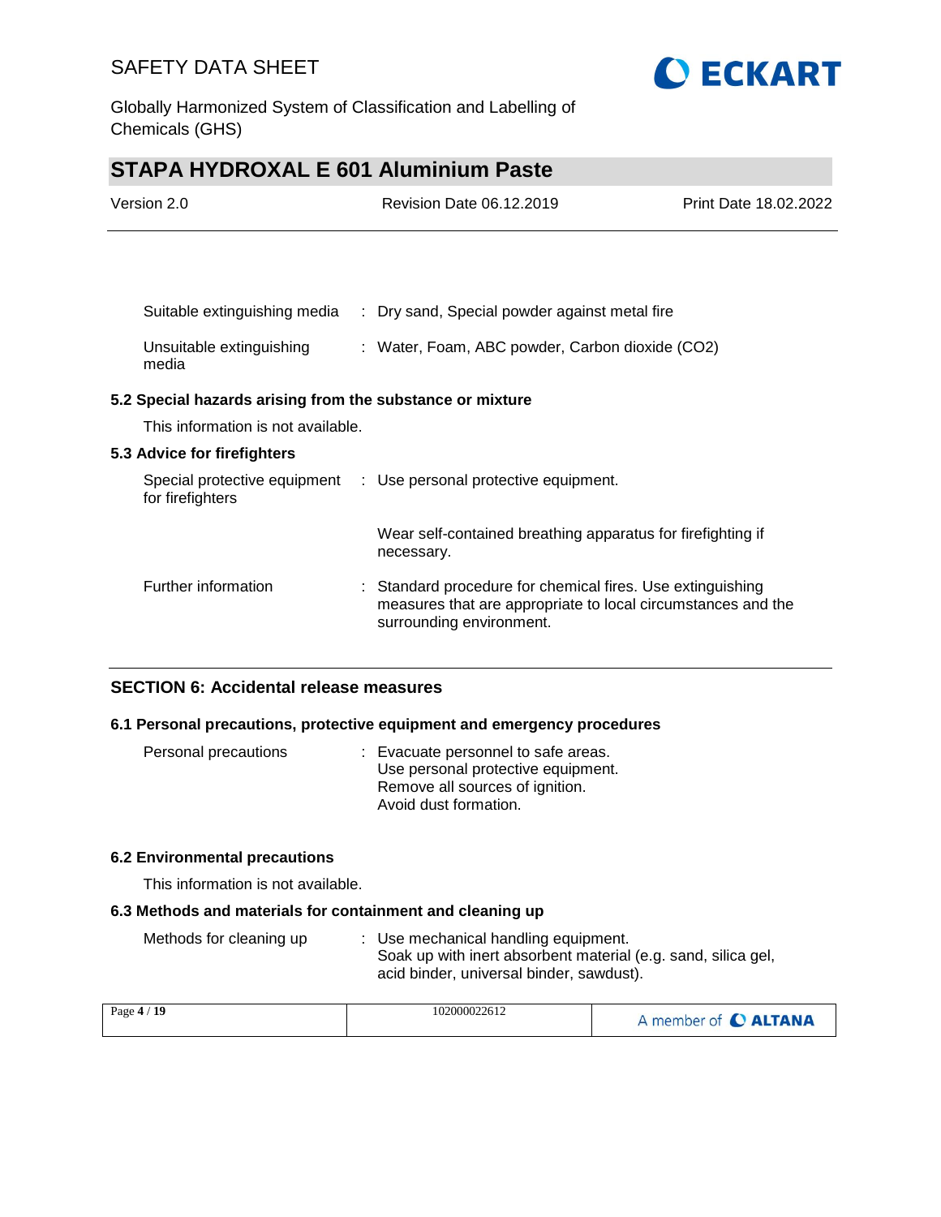| | |
|---|---|
| Suitable extinguishing media | : Dry sand, Special powder against metal fire |
| Unsuitable extinguishing media | : Water, Foam, ABC powder, Carbon dioxide ($CO_2$) |

**5.2 Special hazards arising from the substance or mixture**

This information is not available.

**5.3 Advice for firefighters**

| | |
|---|---|
| Special protective equipment for firefighters | : Use personal protective equipment.<br><br>Wear self-contained breathing apparatus for firefighting if necessary. |
| Further information | : Standard procedure for chemical fires. Use extinguishing measures that are appropriate to local circumstances and the surrounding environment. |

## SECTION 6: Accidental release measures

**6.1 Personal precautions, protective equipment and emergency procedures**

| | |
|---|---|
| Personal precautions | : Evacuate personnel to safe areas.<br>Use personal protective equipment.<br>Remove all sources of ignition.<br>Avoid dust formation. |

**6.2 Environmental precautions**

This information is not available.

**6.3 Methods and materials for containment and cleaning up**

| | |
|---|---|
| Methods for cleaning up | : Use mechanical handling equipment.<br>Soak up with inert absorbent material (e.g. sand, silica gel, acid binder, universal binder, sawdust). |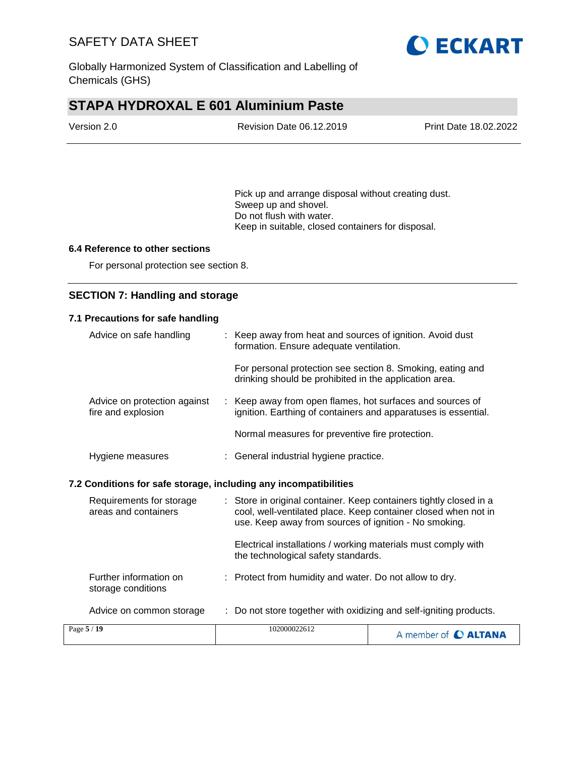Pick up and arrange disposal without creating dust.
Sweep up and shovel.
Do not flush with water.
Keep in suitable, closed containers for disposal.

### 6.4 Reference to other sections

For personal protection see section 8.

## SECTION 7: Handling and storage

### 7.1 Precautions for safe handling

| | |
|---|---|
| Advice on safe handling | : Keep away from heat and sources of ignition. Avoid dust formation. Ensure adequate ventilation.<br><br>For personal protection see section 8. Smoking, eating and drinking should be prohibited in the application area. |
| Advice on protection against fire and explosion | : Keep away from open flames, hot surfaces and sources of ignition. Earthing of containers and apparatuses is essential.<br><br>Normal measures for preventive fire protection. |
| Hygiene measures | : General industrial hygiene practice. |

### 7.2 Conditions for safe storage, including any incompatibilities

| | |
|---|---|
| Requirements for storage areas and containers | : Store in original container. Keep containers tightly closed in a cool, well-ventilated place. Keep container closed when not in use. Keep away from sources of ignition - No smoking.<br><br>Electrical installations / working materials must comply with the technological safety standards. |
| Further information on storage conditions | : Protect from humidity and water. Do not allow to dry. |
| Advice on common storage | : Do not store together with oxidizing and self-igniting products. |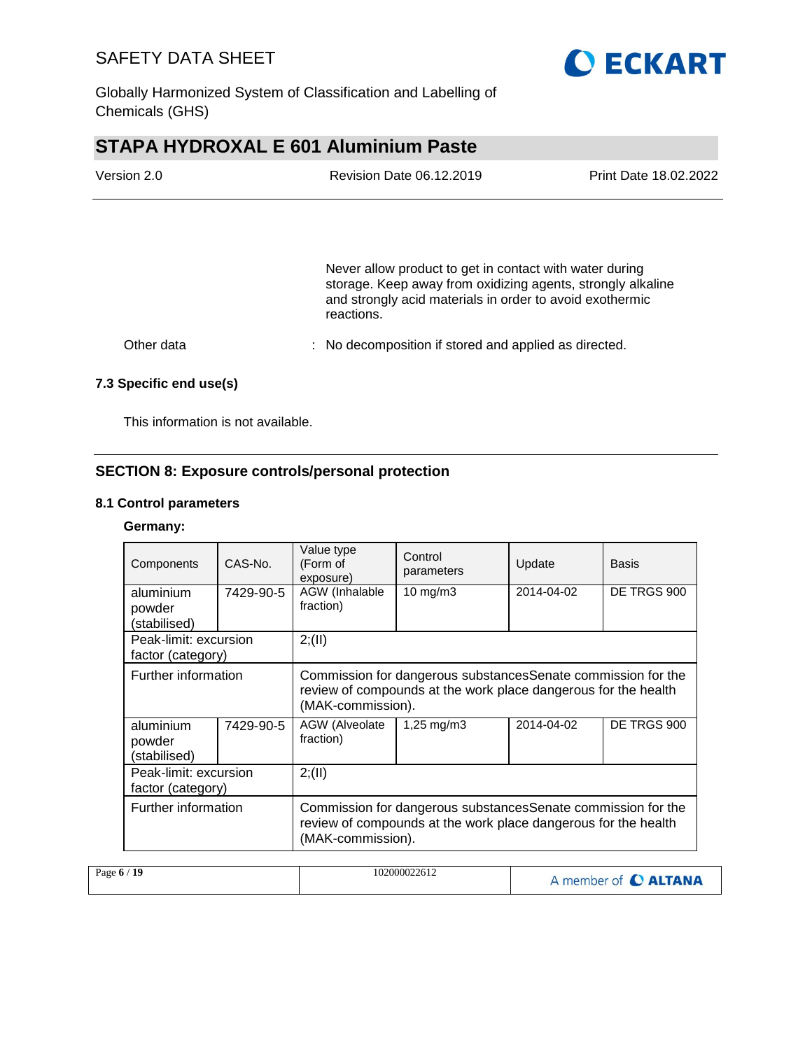Never allow product to get in contact with water during storage. Keep away from oxidizing agents, strongly alkaline and strongly acid materials in order to avoid exothermic reactions.

Other data : No decomposition if stored and applied as directed.

### 7.3 Specific end use(s)

This information is not available.

## SECTION 8: Exposure controls/personal protection

### 8.1 Control parameters

**Germany:**

| Components | CAS-No. | Value type (Form of exposure) | Control parameters | Update | Basis |
|---|---|---|---|---|---|
| aluminium powder (stabilised) | 7429-90-5 | AGW (Inhalable fraction) | 10 mg/m3 | 2014-04-02 | DE TRGS 900 |
| Peak-limit: excursion factor (category) | | 2;(II) | | | |
| Further information | | Commission for dangerous substancesSenate commission for the review of compounds at the work place dangerous for the health (MAK-commission). | | | |
| aluminium powder (stabilised) | 7429-90-5 | AGW (Alveolate fraction) | 1,25 mg/m3 | 2014-04-02 | DE TRGS 900 |
| Peak-limit: excursion factor (category) | | 2;(II) | | | |
| Further information | | Commission for dangerous substancesSenate commission for the review of compounds at the work place dangerous for the health (MAK-commission). | | | |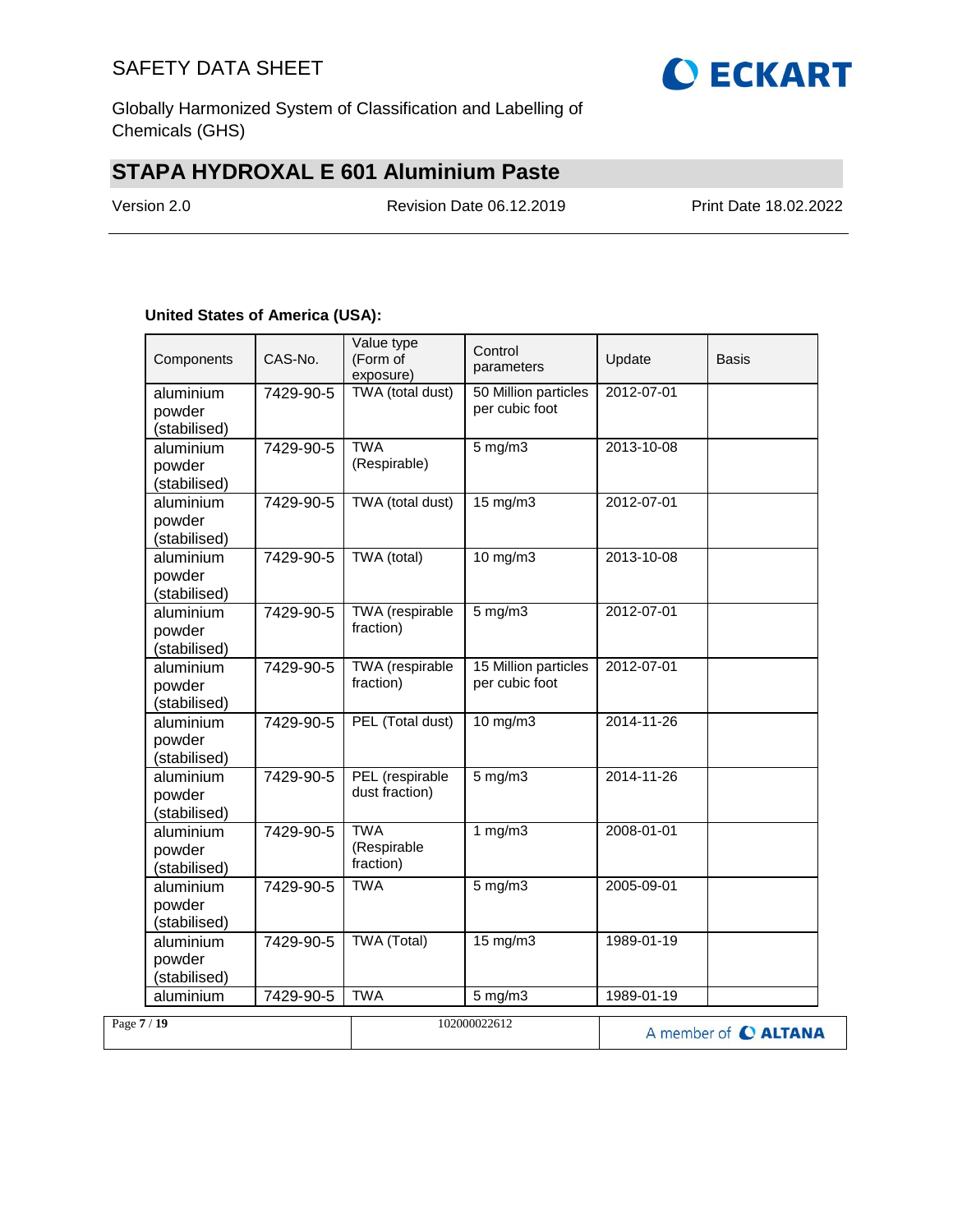**United States of America (USA):**

| Components | CAS-No. | Value type (Form of exposure) | Control parameters | Update | Basis |
|---|---|---|---|---|---|
| aluminium powder (stabilised) | 7429-90-5 | TWA (total dust) | 50 Million particles per cubic foot | 2012-07-01 | |
| aluminium powder (stabilised) | 7429-90-5 | TWA (Respirable) | 5 mg/m3 | 2013-10-08 | |
| aluminium powder (stabilised) | 7429-90-5 | TWA (total dust) | 15 mg/m3 | 2012-07-01 | |
| aluminium powder (stabilised) | 7429-90-5 | TWA (total) | 10 mg/m3 | 2013-10-08 | |
| aluminium powder (stabilised) | 7429-90-5 | TWA (respirable fraction) | 5 mg/m3 | 2012-07-01 | |
| aluminium powder (stabilised) | 7429-90-5 | TWA (respirable fraction) | 15 Million particles per cubic foot | 2012-07-01 | |
| aluminium powder (stabilised) | 7429-90-5 | PEL (Total dust) | 10 mg/m3 | 2014-11-26 | |
| aluminium powder (stabilised) | 7429-90-5 | PEL (respirable dust fraction) | 5 mg/m3 | 2014-11-26 | |
| aluminium powder (stabilised) | 7429-90-5 | TWA (Respirable fraction) | 1 mg/m3 | 2008-01-01 | |
| aluminium powder (stabilised) | 7429-90-5 | TWA | 5 mg/m3 | 2005-09-01 | |
| aluminium powder (stabilised) | 7429-90-5 | TWA (Total) | 15 mg/m3 | 1989-01-19 | |
| aluminium | 7429-90-5 | TWA | 5 mg/m3 | 1989-01-19 | |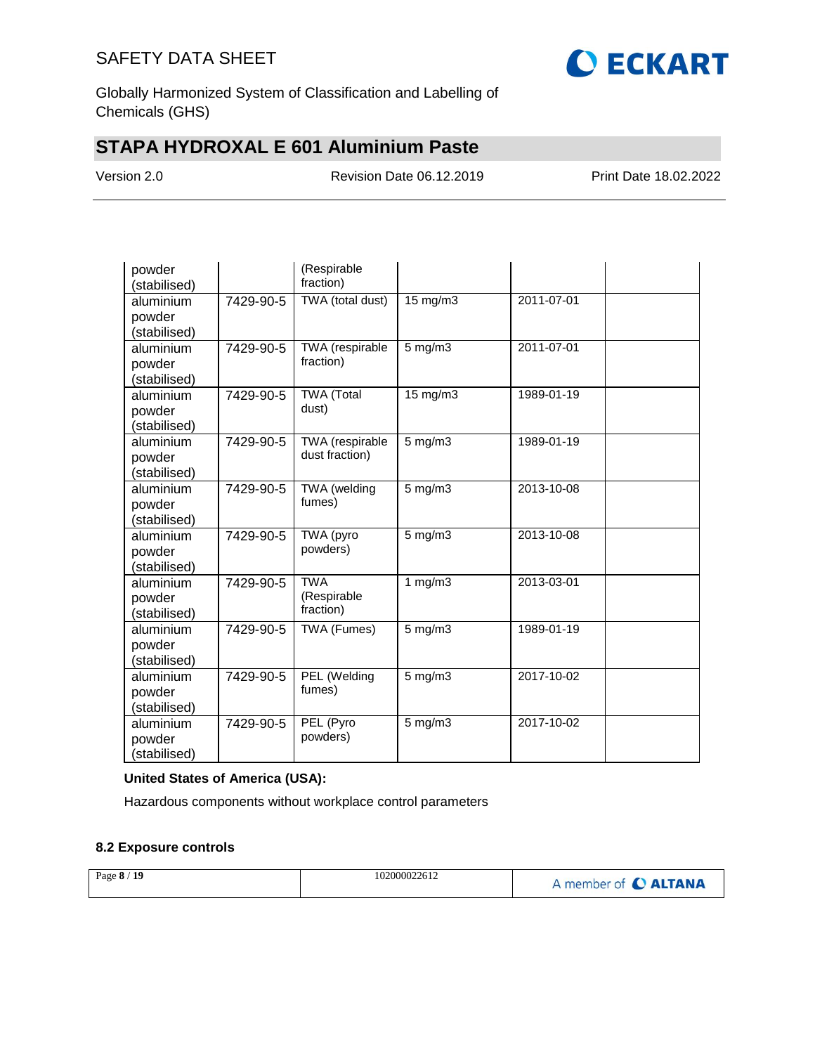| | | | | | |
|---|---|---|---|---|---|
| powder (stabilised) | | (Respirable fraction) | | | |
| aluminium powder (stabilised) | 7429-90-5 | TWA (total dust) | 15 mg/m3 | 2011-07-01 | |
| aluminium powder (stabilised) | 7429-90-5 | TWA (respirable fraction) | 5 mg/m3 | 2011-07-01 | |
| aluminium powder (stabilised) | 7429-90-5 | TWA (Total dust) | 15 mg/m3 | 1989-01-19 | |
| aluminium powder (stabilised) | 7429-90-5 | TWA (respirable dust fraction) | 5 mg/m3 | 1989-01-19 | |
| aluminium powder (stabilised) | 7429-90-5 | TWA (welding fumes) | 5 mg/m3 | 2013-10-08 | |
| aluminium powder (stabilised) | 7429-90-5 | TWA (pyro powders) | 5 mg/m3 | 2013-10-08 | |
| aluminium powder (stabilised) | 7429-90-5 | TWA (Respirable fraction) | 1 mg/m3 | 2013-03-01 | |
| aluminium powder (stabilised) | 7429-90-5 | TWA (Fumes) | 5 mg/m3 | 1989-01-19 | |
| aluminium powder (stabilised) | 7429-90-5 | PEL (Welding fumes) | 5 mg/m3 | 2017-10-02 | |
| aluminium powder (stabilised) | 7429-90-5 | PEL (Pyro powders) | 5 mg/m3 | 2017-10-02 | |

**United States of America (USA):**

Hazardous components without workplace control parameters

### 8.2 Exposure controls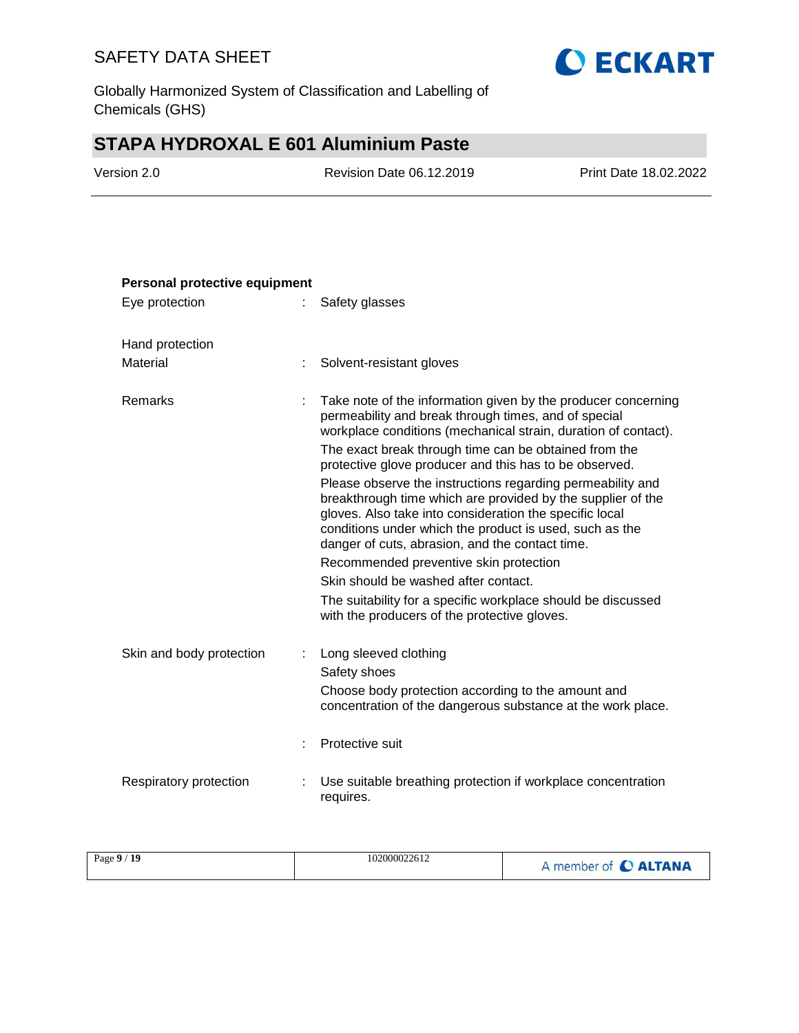**Personal protective equipment**

| | | |
|---|---|---|
| Eye protection | : | Safety glasses |
| Hand protection | | |
| Material | : | Solvent-resistant gloves |
| Remarks | : | Take note of the information given by the producer concerning permeability and break through times, and of special workplace conditions (mechanical strain, duration of contact).<br>The exact break through time can be obtained from the protective glove producer and this has to be observed.<br>Please observe the instructions regarding permeability and breakthrough time which are provided by the supplier of the gloves. Also take into consideration the specific local conditions under which the product is used, such as the danger of cuts, abrasion, and the contact time.<br>Recommended preventive skin protection<br>Skin should be washed after contact.<br>The suitability for a specific workplace should be discussed with the producers of the protective gloves. |
| Skin and body protection | : | Long sleeved clothing<br>Safety shoes<br>Choose body protection according to the amount and concentration of the dangerous substance at the work place. |
| | : | Protective suit |
| Respiratory protection | : | Use suitable breathing protection if workplace concentration requires. |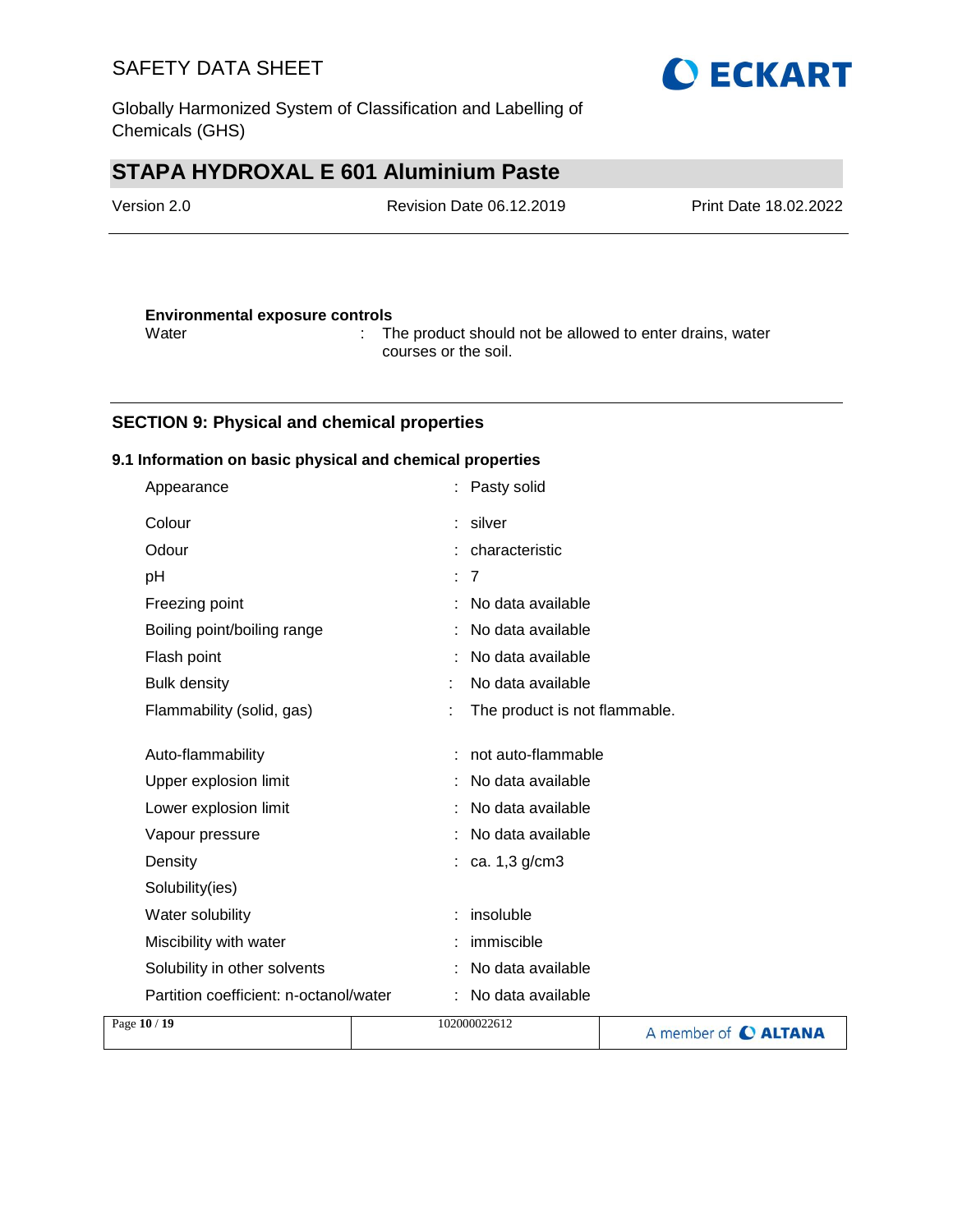**Environmental exposure controls**

| | | |
|---|---|---|
| Water | : | The product should not be allowed to enter drains, water courses or the soil. |

## SECTION 9: Physical and chemical properties

### 9.1 Information on basic physical and chemical properties

| | | |
|---|---|---|
| Appearance | : | Pasty solid |
| Colour | : | silver |
| Odour | : | characteristic |
| pH | : | 7 |
| Freezing point | : | No data available |
| Boiling point/boiling range | : | No data available |
| Flash point | : | No data available |
| Bulk density | : | No data available |
| Flammability (solid, gas) | : | The product is not flammable. |
| Auto-flammability | : | not auto-flammable |
| Upper explosion limit | : | No data available |
| Lower explosion limit | : | No data available |
| Vapour pressure | : | No data available |
| Density | : | ca. 1,3 g/cm3 |
| Solubility(ies) | | |
| Water solubility | : | insoluble |
| Miscibility with water | : | immiscible |
| Solubility in other solvents | : | No data available |
| Partition coefficient: n-octanol/water | : | No data available |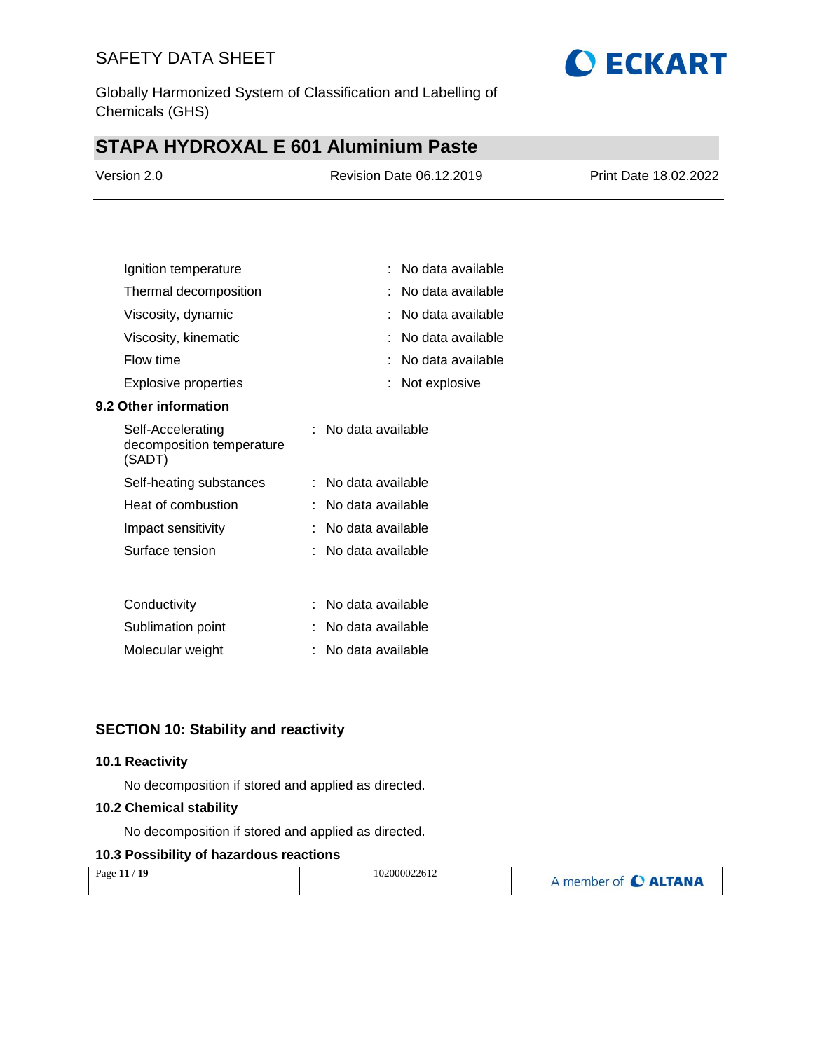Ignition temperature : No data available

Thermal decomposition : No data available

Viscosity, dynamic : No data available

Viscosity, kinematic : No data available

Flow time : No data available

Explosive properties : Not explosive

### 9.2 Other information

Self-Accelerating decomposition temperature (SADT) : No data available

Self-heating substances : No data available

Heat of combustion : No data available

Impact sensitivity : No data available

Surface tension : No data available

Conductivity : No data available

Sublimation point : No data available

Molecular weight : No data available

## SECTION 10: Stability and reactivity

### 10.1 Reactivity

No decomposition if stored and applied as directed.

### 10.2 Chemical stability

No decomposition if stored and applied as directed.

### 10.3 Possibility of hazardous reactions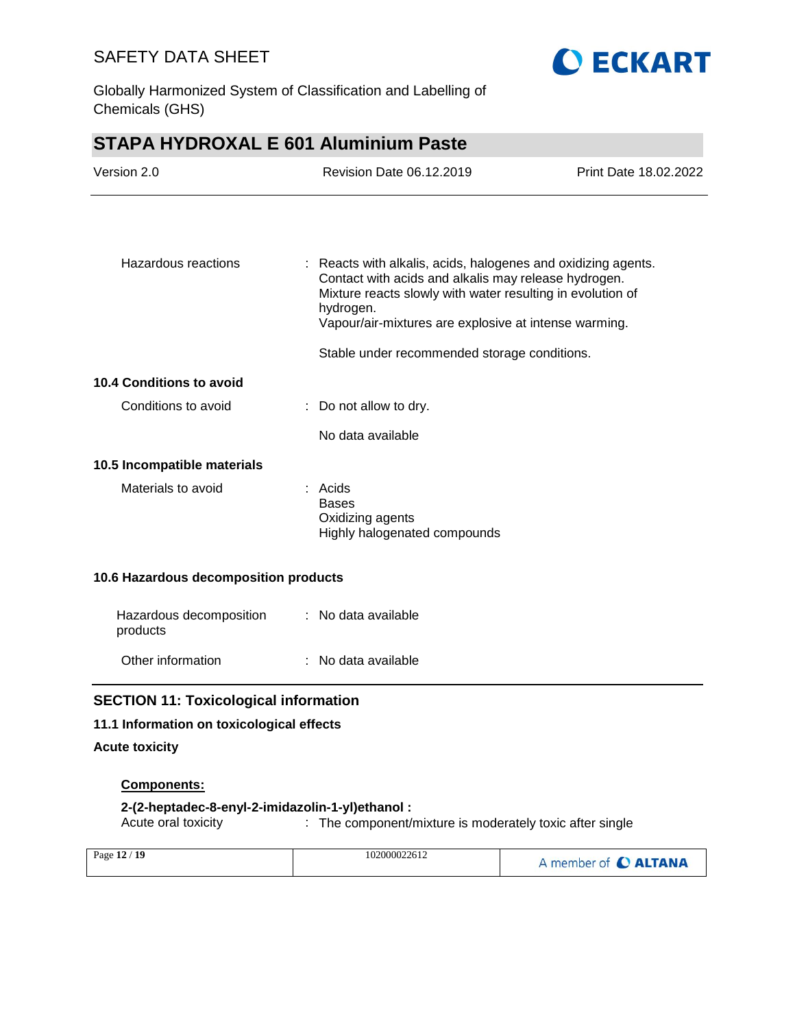| | |
|---|---|
| Hazardous reactions | : Reacts with alkalis, acids, halogenes and oxidizing agents.<br>Contact with acids and alkalis may release hydrogen.<br>Mixture reacts slowly with water resulting in evolution of hydrogen.<br>Vapour/air-mixtures are explosive at intense warming.<br><br>Stable under recommended storage conditions. |

**10.4 Conditions to avoid**

| | |
|---|---|
| Conditions to avoid | : Do not allow to dry.<br><br>No data available |

**10.5 Incompatible materials**

| | |
|---|---|
| Materials to avoid | : Acids<br>Bases<br>Oxidizing agents<br>Highly halogenated compounds |

**10.6 Hazardous decomposition products**

| | |
|---|---|
| Hazardous decomposition products | : No data available |
| Other information | : No data available |

## SECTION 11: Toxicological information

**11.1 Information on toxicological effects**

**Acute toxicity**

**Components:**

**2-(2-heptadec-8-enyl-2-imidazolin-1-yl)ethanol :**

| | |
|---|---|
| Acute oral toxicity | : The component/mixture is moderately toxic after single |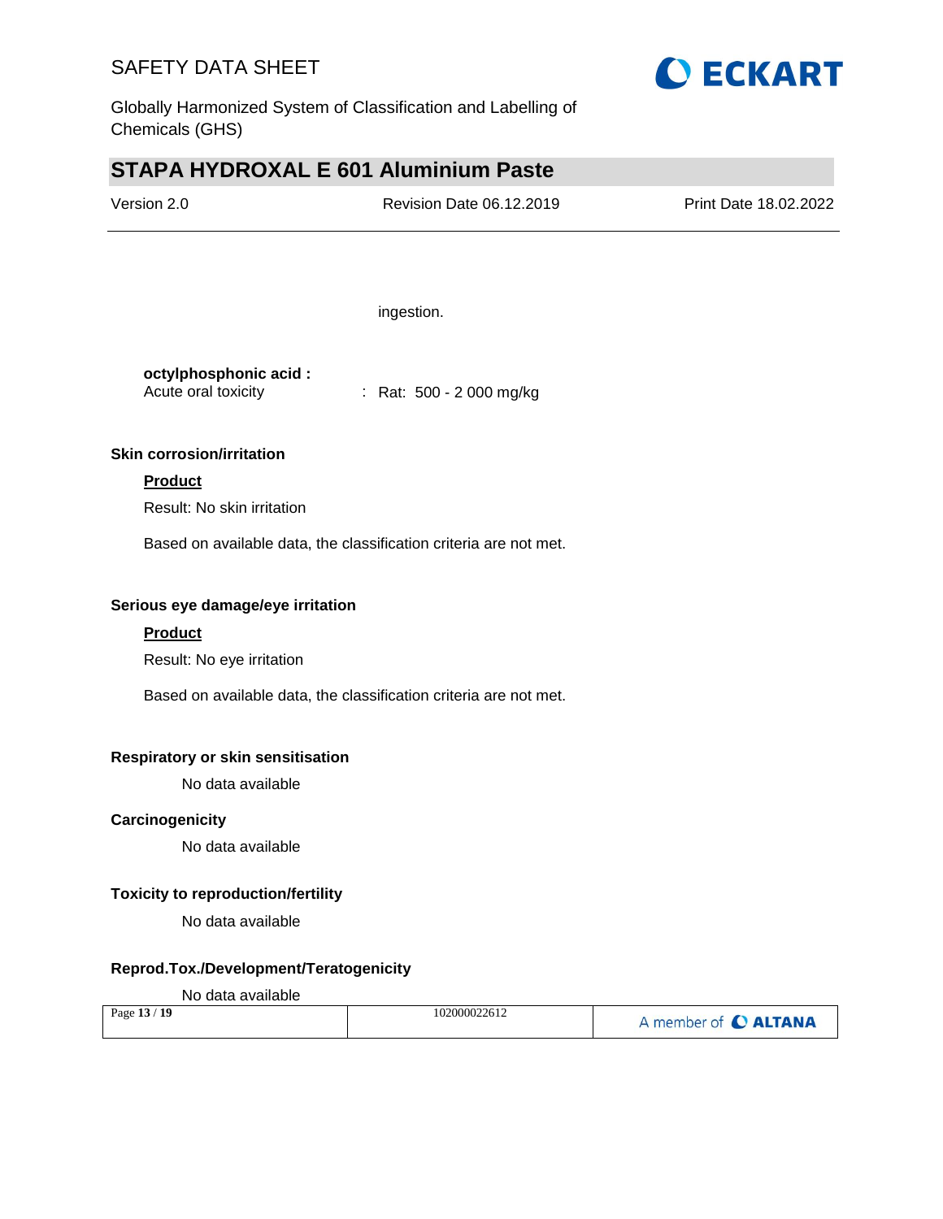ingestion.

**octylphosphonic acid :**

Acute oral toxicity : Rat: 500 - 2 000 mg/kg

**Skin corrosion/irritation**

**Product**

Result: No skin irritation

Based on available data, the classification criteria are not met.

**Serious eye damage/eye irritation**

**Product**

Result: No eye irritation

Based on available data, the classification criteria are not met.

**Respiratory or skin sensitisation**

No data available

**Carcinogenicity**

No data available

**Toxicity to reproduction/fertility**

No data available

**Reprod.Tox./Development/Teratogenicity**

No data available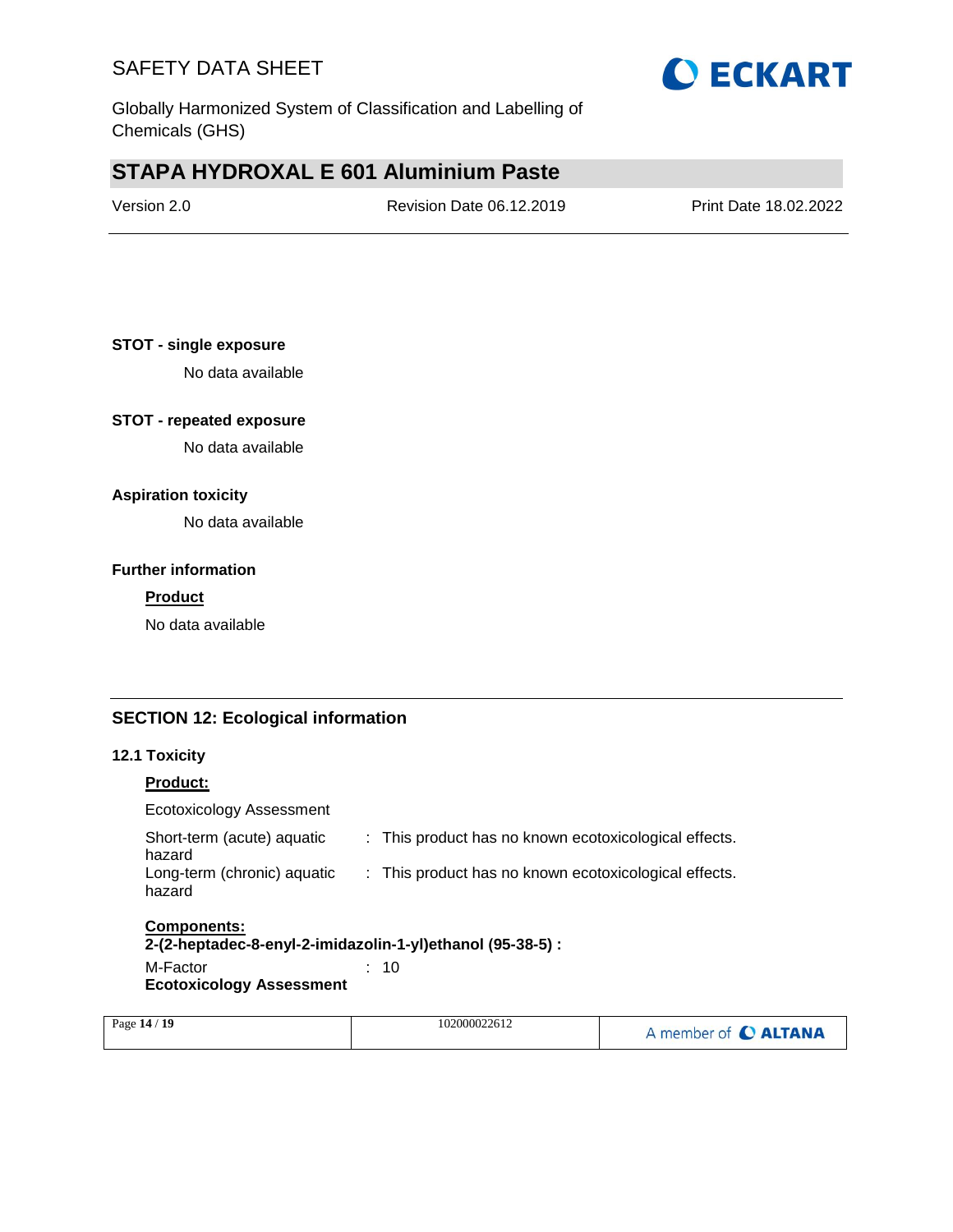**STOT - single exposure**

No data available

**STOT - repeated exposure**

No data available

**Aspiration toxicity**

No data available

**Further information**

**Product**

No data available

## SECTION 12: Ecological information

**12.1 Toxicity**

**Product:**

Ecotoxicology Assessment

Short-term (acute) aquatic hazard : This product has no known ecotoxicological effects.

Long-term (chronic) aquatic hazard : This product has no known ecotoxicological effects.

**Components:**

**2-(2-heptadec-8-enyl-2-imidazolin-1-yl)ethanol (95-38-5) :**

M-Factor : 10

**Ecotoxicology Assessment**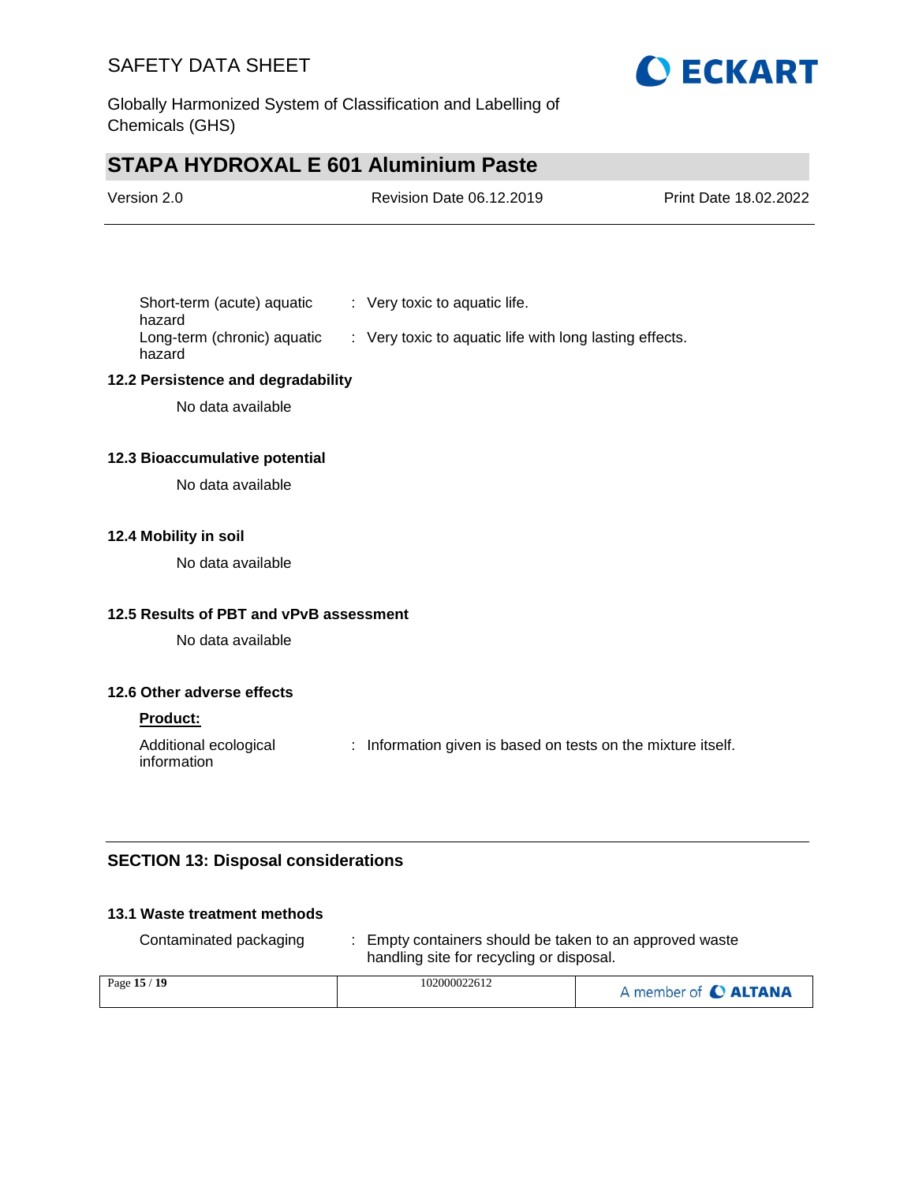Short-term (acute) aquatic hazard : Very toxic to aquatic life.

Long-term (chronic) aquatic hazard : Very toxic to aquatic life with long lasting effects.

### 12.2 Persistence and degradability

No data available

### 12.3 Bioaccumulative potential

No data available

### 12.4 Mobility in soil

No data available

### 12.5 Results of PBT and vPvB assessment

No data available

### 12.6 Other adverse effects

**Product:**

Additional ecological information : Information given is based on tests on the mixture itself.

## SECTION 13: Disposal considerations

### 13.1 Waste treatment methods

Contaminated packaging : Empty containers should be taken to an approved waste handling site for recycling or disposal.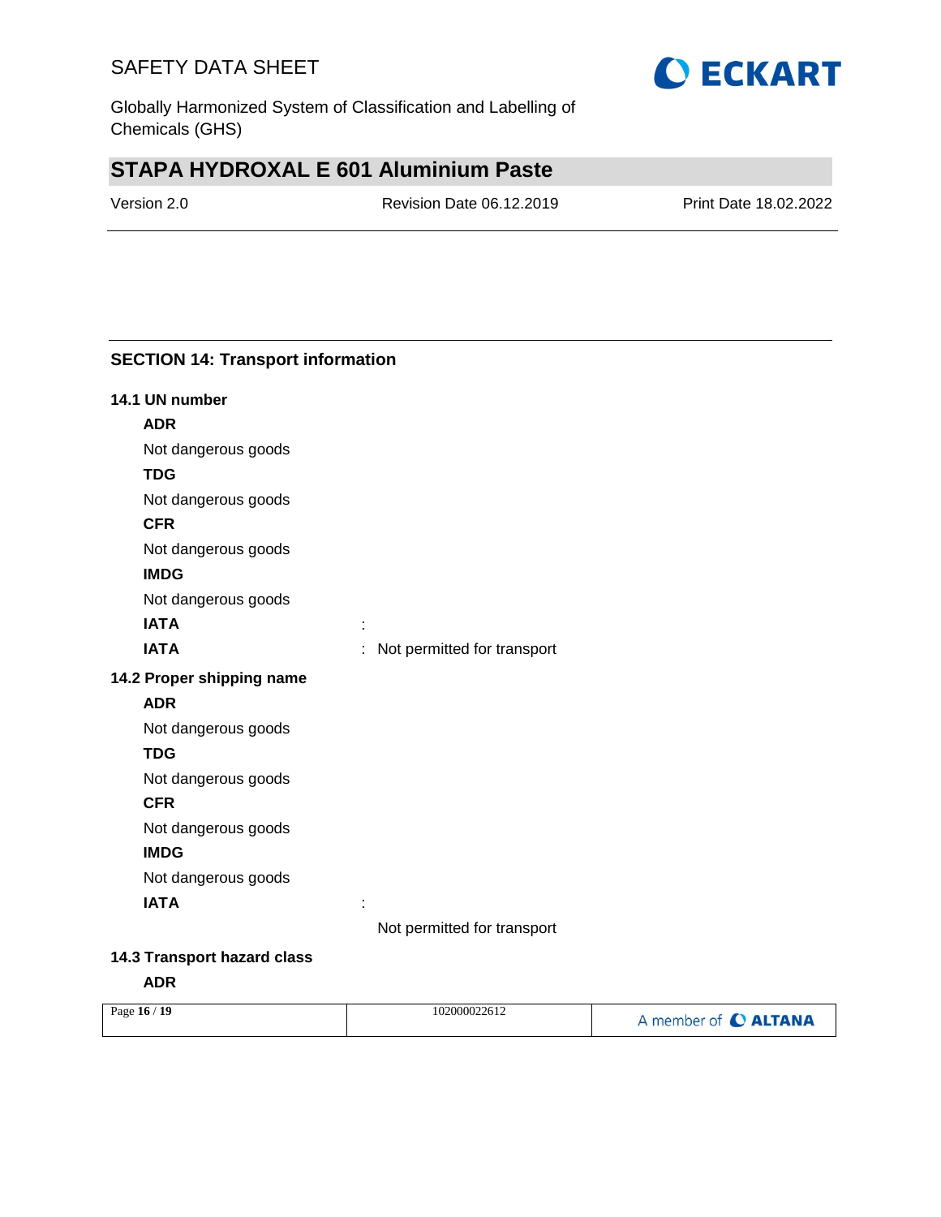## SECTION 14: Transport information

### 14.1 UN number

**ADR**

Not dangerous goods

**TDG**

Not dangerous goods

**CFR**

Not dangerous goods

**IMDG**

Not dangerous goods

**IATA** :

**IATA** : Not permitted for transport

### 14.2 Proper shipping name

**ADR**

Not dangerous goods

**TDG**

Not dangerous goods

**CFR**

Not dangerous goods

**IMDG**

Not dangerous goods

**IATA** :

Not permitted for transport

### 14.3 Transport hazard class

**ADR**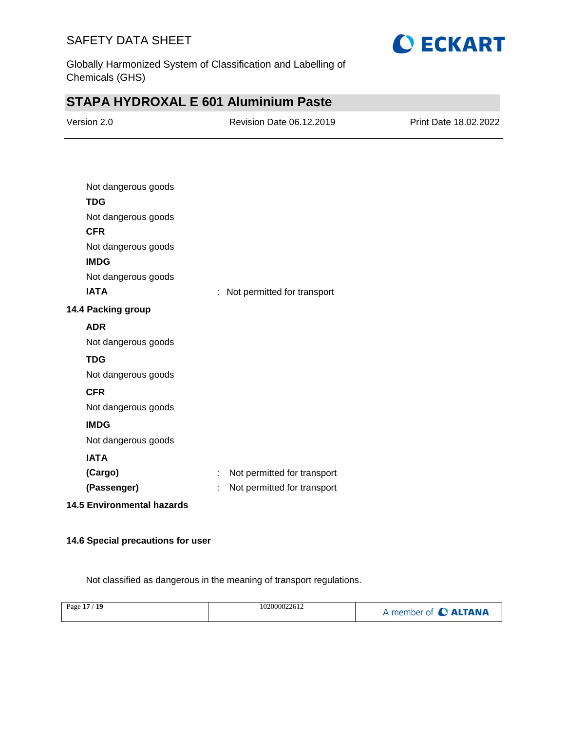Not dangerous goods

**TDG**

Not dangerous goods

**CFR**

Not dangerous goods

**IMDG**

Not dangerous goods

**IATA** : Not permitted for transport

### 14.4 Packing group

**ADR**

Not dangerous goods

**TDG**

Not dangerous goods

**CFR**

Not dangerous goods

**IMDG**

Not dangerous goods

**IATA**

**(Cargo)** : Not permitted for transport

**(Passenger)** : Not permitted for transport

### 14.5 Environmental hazards

### 14.6 Special precautions for user

Not classified as dangerous in the meaning of transport regulations.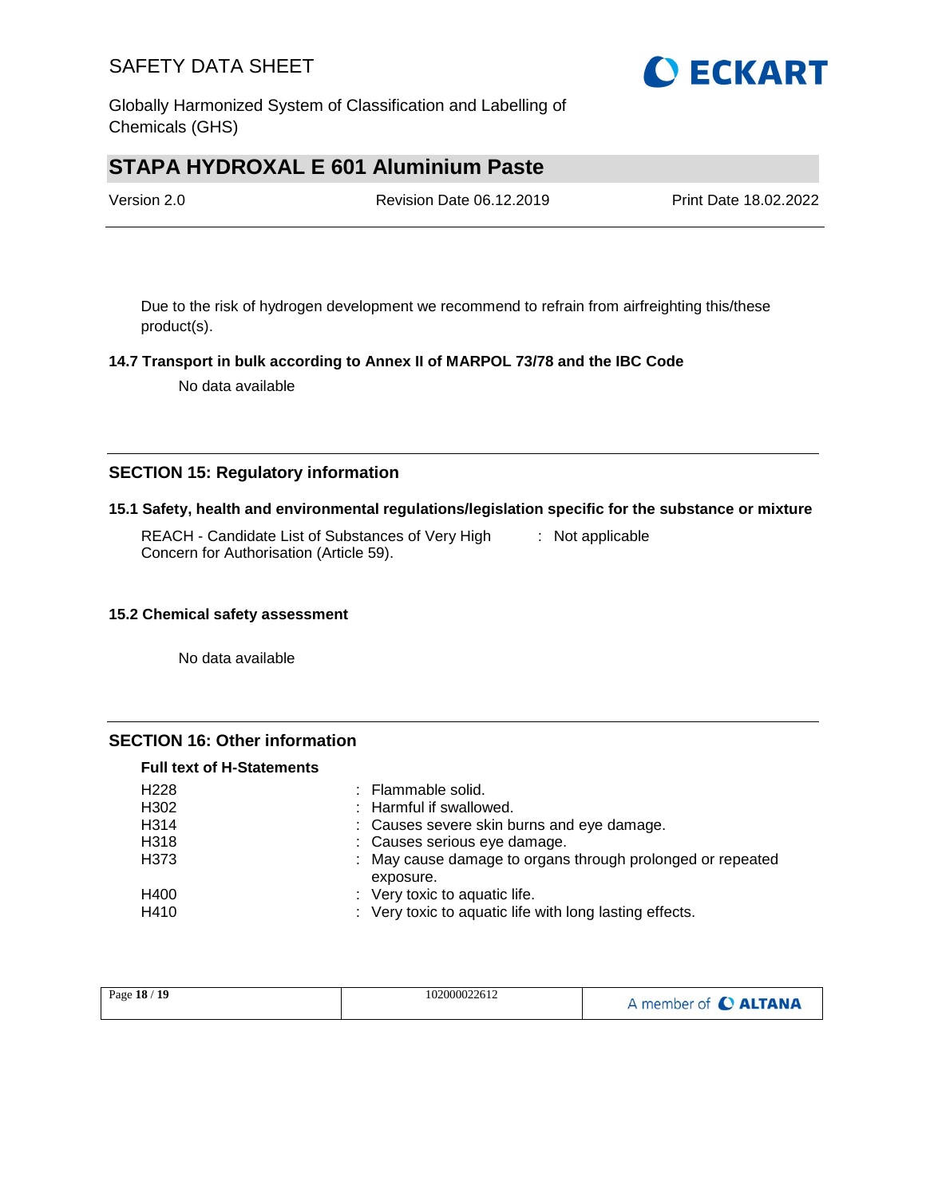Due to the risk of hydrogen development we recommend to refrain from airfreighting this/these product(s).

**14.7 Transport in bulk according to Annex II of MARPOL 73/78 and the IBC Code**

No data available

## SECTION 15: Regulatory information

**15.1 Safety, health and environmental regulations/legislation specific for the substance or mixture**

| | | |
|---|---|---|
| REACH - Candidate List of Substances of Very High Concern for Authorisation (Article 59). | : | Not applicable |

**15.2 Chemical safety assessment**

No data available

## SECTION 16: Other information

**Full text of H-Statements**

| | | |
|---|---|---|
| H228 | : | Flammable solid. |
| H302 | : | Harmful if swallowed. |
| H314 | : | Causes severe skin burns and eye damage. |
| H318 | : | Causes serious eye damage. |
| H373 | : | May cause damage to organs through prolonged or repeated exposure. |
| H400 | : | Very toxic to aquatic life. |
| H410 | : | Very toxic to aquatic life with long lasting effects. |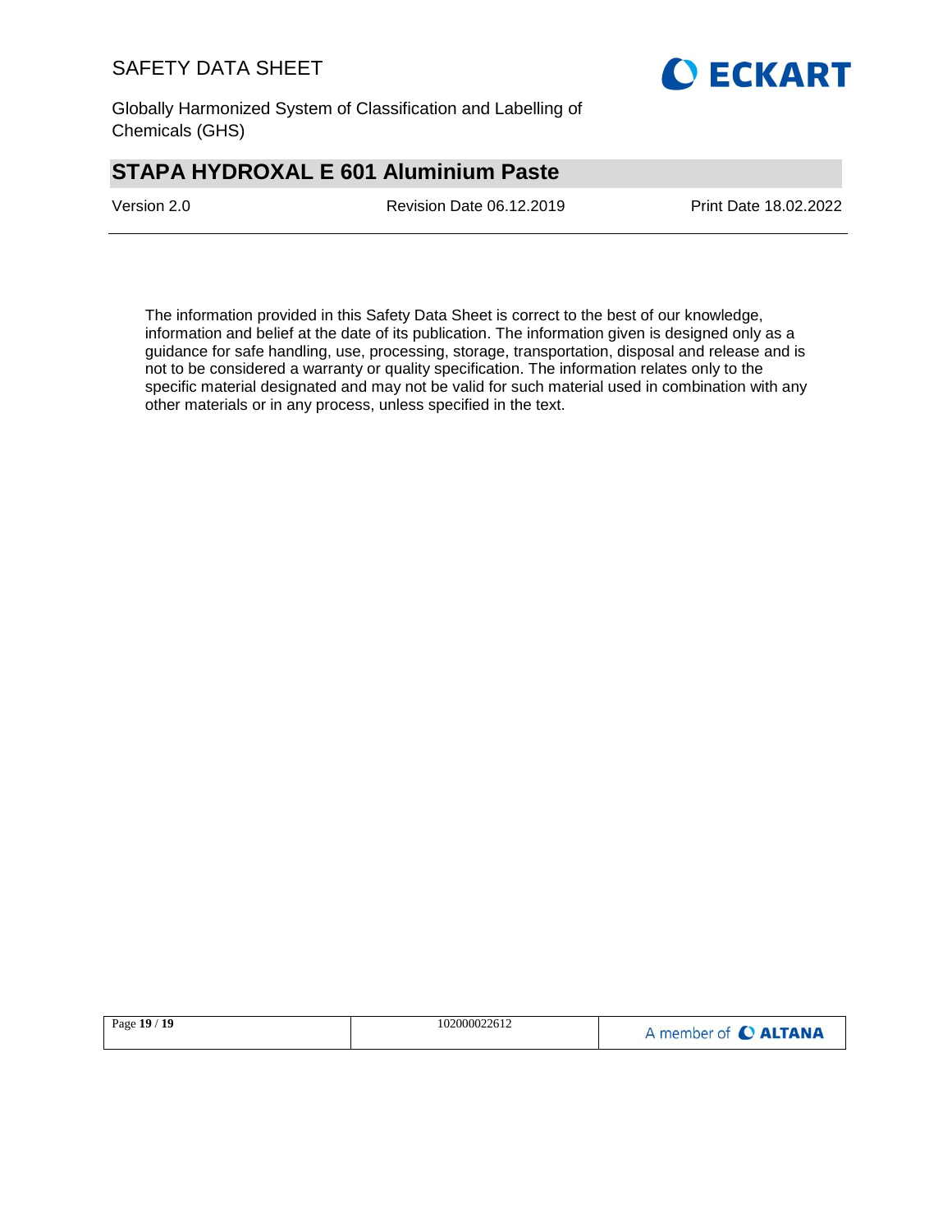The information provided in this Safety Data Sheet is correct to the best of our knowledge, information and belief at the date of its publication. The information given is designed only as a guidance for safe handling, use, processing, storage, transportation, disposal and release and is not to be considered a warranty or quality specification. The information relates only to the specific material designated and may not be valid for such material used in combination with any other materials or in any process, unless specified in the text.